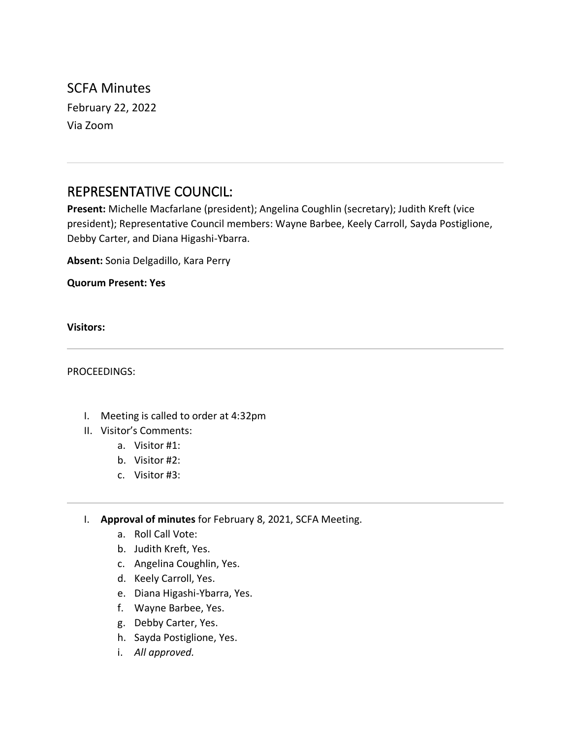# SCFA Minutes

February 22, 2022

Via Zoom

---

## REPRESENTATIVE COUNCIL:

**Present:** Michelle Macfarlane (president); Angelina Coughlin (secretary); Judith Kreft (vice president); Representative Council members: Wayne Barbee, Keely Carroll, Sayda Postiglione, Debby Carter, and Diana Higashi-Ybarra.

**Absent:** Sonia Delgadillo, Kara Perry

**Quorum Present: Yes**

**Visitors:**

---

PROCEEDINGS:

I. Meeting is called to order at 4:32pm
II. Visitor's Comments:
    a. Visitor #1:
    b. Visitor #2:
    c. Visitor #3:

---

I. **Approval of minutes** for February 8, 2021, SCFA Meeting.
    a. Roll Call Vote:
    b. Judith Kreft, Yes.
    c. Angelina Coughlin, Yes.
    d. Keely Carroll, Yes.
    e. Diana Higashi-Ybarra, Yes.
    f. Wayne Barbee, Yes.
    g. Debby Carter, Yes.
    h. Sayda Postiglione, Yes.
    i. *All approved.*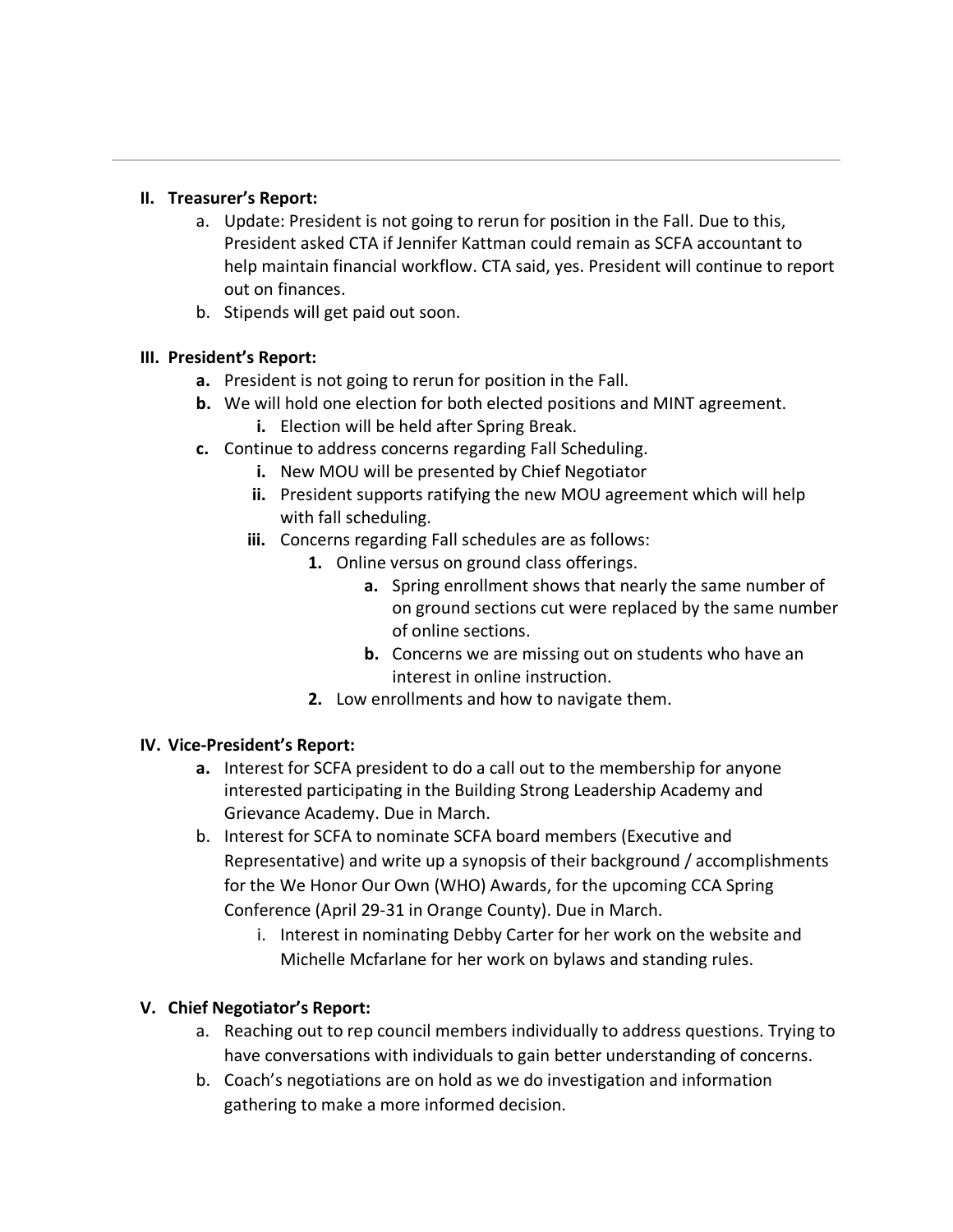## II. Treasurer's Report:

a. Update: President is not going to rerun for position in the Fall. Due to this, President asked CTA if Jennifer Kattman could remain as SCFA accountant to help maintain financial workflow. CTA said, yes. President will continue to report out on finances.

b. Stipends will get paid out soon.

## III. President's Report:

**a.** President is not going to rerun for position in the Fall.

**b.** We will hold one election for both elected positions and MINT agreement.

  **i.** Election will be held after Spring Break.

**c.** Continue to address concerns regarding Fall Scheduling.

  **i.** New MOU will be presented by Chief Negotiator

  **ii.** President supports ratifying the new MOU agreement which will help with fall scheduling.

  **iii.** Concerns regarding Fall schedules are as follows:

    **1.** Online versus on ground class offerings.

      **a.** Spring enrollment shows that nearly the same number of on ground sections cut were replaced by the same number of online sections.

      **b.** Concerns we are missing out on students who have an interest in online instruction.

    **2.** Low enrollments and how to navigate them.

## IV. Vice-President's Report:

**a.** Interest for SCFA president to do a call out to the membership for anyone interested participating in the Building Strong Leadership Academy and Grievance Academy. Due in March.

b. Interest for SCFA to nominate SCFA board members (Executive and Representative) and write up a synopsis of their background / accomplishments for the We Honor Our Own (WHO) Awards, for the upcoming CCA Spring Conference (April 29-31 in Orange County). Due in March.

  i. Interest in nominating Debby Carter for her work on the website and Michelle Mcfarlane for her work on bylaws and standing rules.

## V. Chief Negotiator's Report:

a. Reaching out to rep council members individually to address questions. Trying to have conversations with individuals to gain better understanding of concerns.

b. Coach's negotiations are on hold as we do investigation and information gathering to make a more informed decision.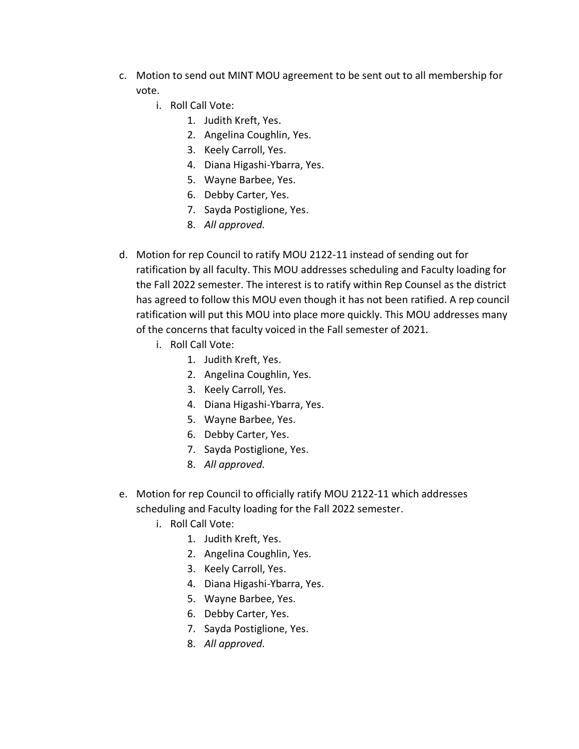c. Motion to send out MINT MOU agreement to be sent out to all membership for vote.
    i. Roll Call Vote:
        1. Judith Kreft, Yes.
        2. Angelina Coughlin, Yes.
        3. Keely Carroll, Yes.
        4. Diana Higashi-Ybarra, Yes.
        5. Wayne Barbee, Yes.
        6. Debby Carter, Yes.
        7. Sayda Postiglione, Yes.
        8. *All approved.*

d. Motion for rep Council to ratify MOU 2122-11 instead of sending out for ratification by all faculty. This MOU addresses scheduling and Faculty loading for the Fall 2022 semester. The interest is to ratify within Rep Counsel as the district has agreed to follow this MOU even though it has not been ratified. A rep council ratification will put this MOU into place more quickly. This MOU addresses many of the concerns that faculty voiced in the Fall semester of 2021.
    i. Roll Call Vote:
        1. Judith Kreft, Yes.
        2. Angelina Coughlin, Yes.
        3. Keely Carroll, Yes.
        4. Diana Higashi-Ybarra, Yes.
        5. Wayne Barbee, Yes.
        6. Debby Carter, Yes.
        7. Sayda Postiglione, Yes.
        8. *All approved.*

e. Motion for rep Council to officially ratify MOU 2122-11 which addresses scheduling and Faculty loading for the Fall 2022 semester.
    i. Roll Call Vote:
        1. Judith Kreft, Yes.
        2. Angelina Coughlin, Yes.
        3. Keely Carroll, Yes.
        4. Diana Higashi-Ybarra, Yes.
        5. Wayne Barbee, Yes.
        6. Debby Carter, Yes.
        7. Sayda Postiglione, Yes.
        8. *All approved.*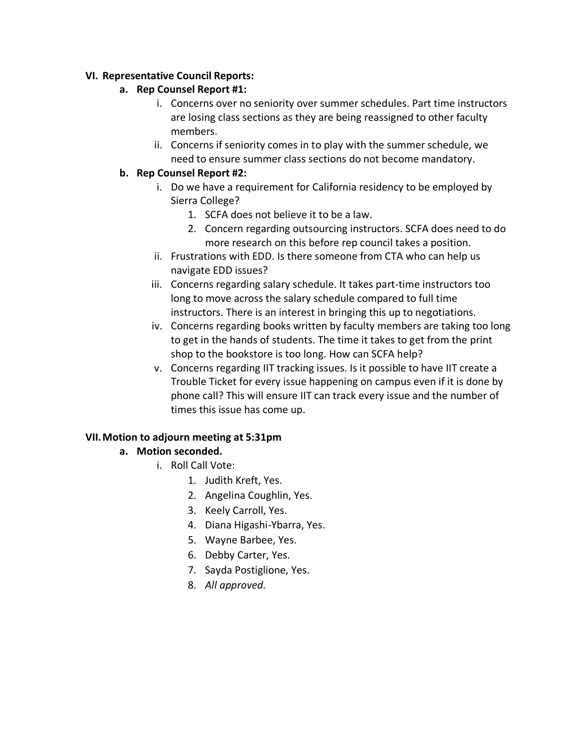**VI. Representative Council Reports:**

**a. Rep Counsel Report #1:**

i. Concerns over no seniority over summer schedules. Part time instructors are losing class sections as they are being reassigned to other faculty members.

ii. Concerns if seniority comes in to play with the summer schedule, we need to ensure summer class sections do not become mandatory.

**b. Rep Counsel Report #2:**

i. Do we have a requirement for California residency to be employed by Sierra College?

1. SCFA does not believe it to be a law.
2. Concern regarding outsourcing instructors. SCFA does need to do more research on this before rep council takes a position.

ii. Frustrations with EDD. Is there someone from CTA who can help us navigate EDD issues?

iii. Concerns regarding salary schedule. It takes part-time instructors too long to move across the salary schedule compared to full time instructors. There is an interest in bringing this up to negotiations.

iv. Concerns regarding books written by faculty members are taking too long to get in the hands of students. The time it takes to get from the print shop to the bookstore is too long. How can SCFA help?

v. Concerns regarding IIT tracking issues. Is it possible to have IIT create a Trouble Ticket for every issue happening on campus even if it is done by phone call? This will ensure IIT can track every issue and the number of times this issue has come up.

**VII. Motion to adjourn meeting at 5:31pm**

**a. Motion seconded.**

i. Roll Call Vote:

1. Judith Kreft, Yes.
2. Angelina Coughlin, Yes.
3. Keely Carroll, Yes.
4. Diana Higashi-Ybarra, Yes.
5. Wayne Barbee, Yes.
6. Debby Carter, Yes.
7. Sayda Postiglione, Yes.
8. *All approved.*